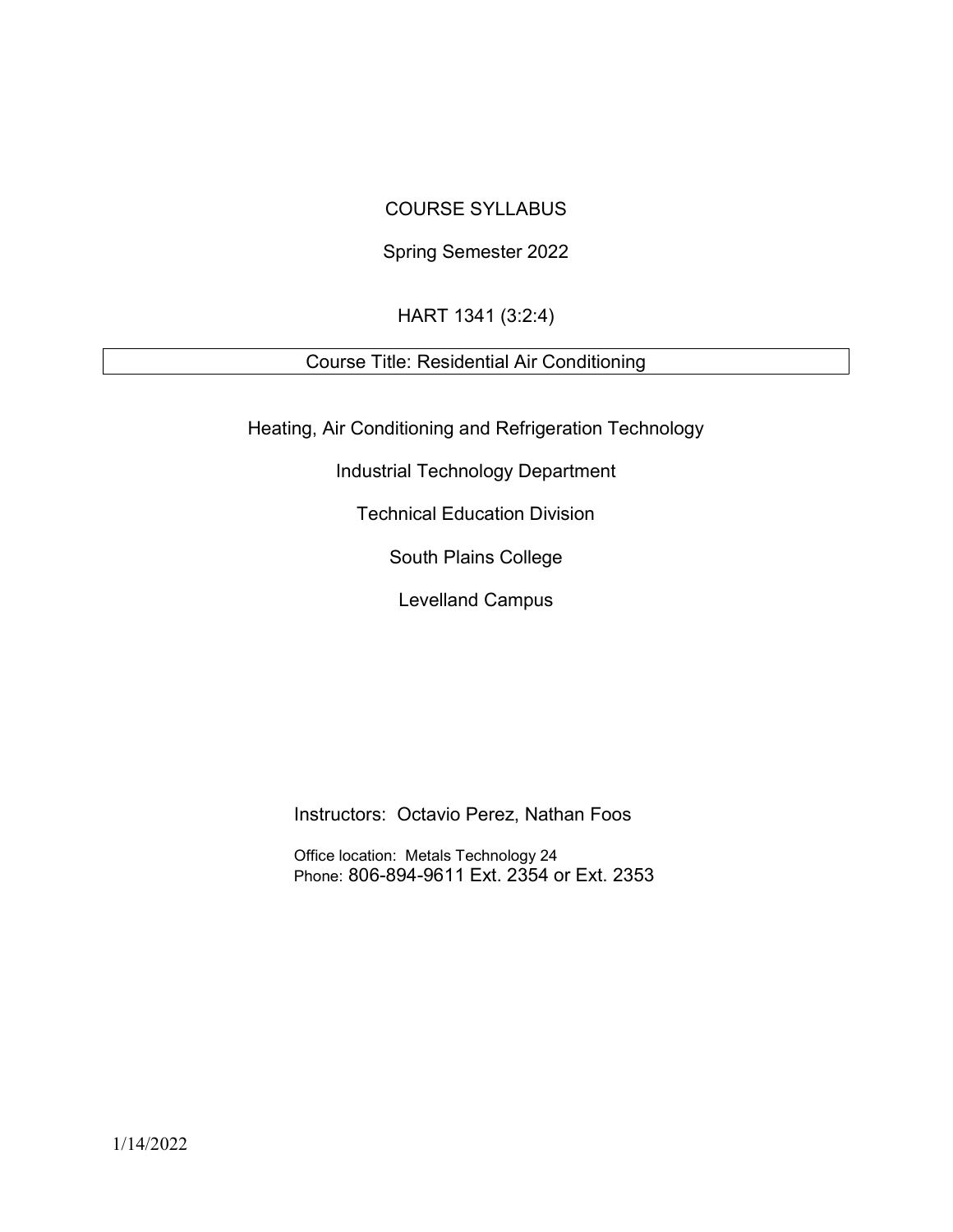# COURSE SYLLABUS

Spring Semester 2022

HART 1341 (3:2:4)

## Course Title: Residential Air Conditioning

Heating, Air Conditioning and Refrigeration Technology

Industrial Technology Department

Technical Education Division

South Plains College

Levelland Campus

Instructors: Octavio Perez, Nathan Foos

Office location: Metals Technology 24
Phone: 806-894-9611 Ext. 2354 or Ext. 2353

1/14/2022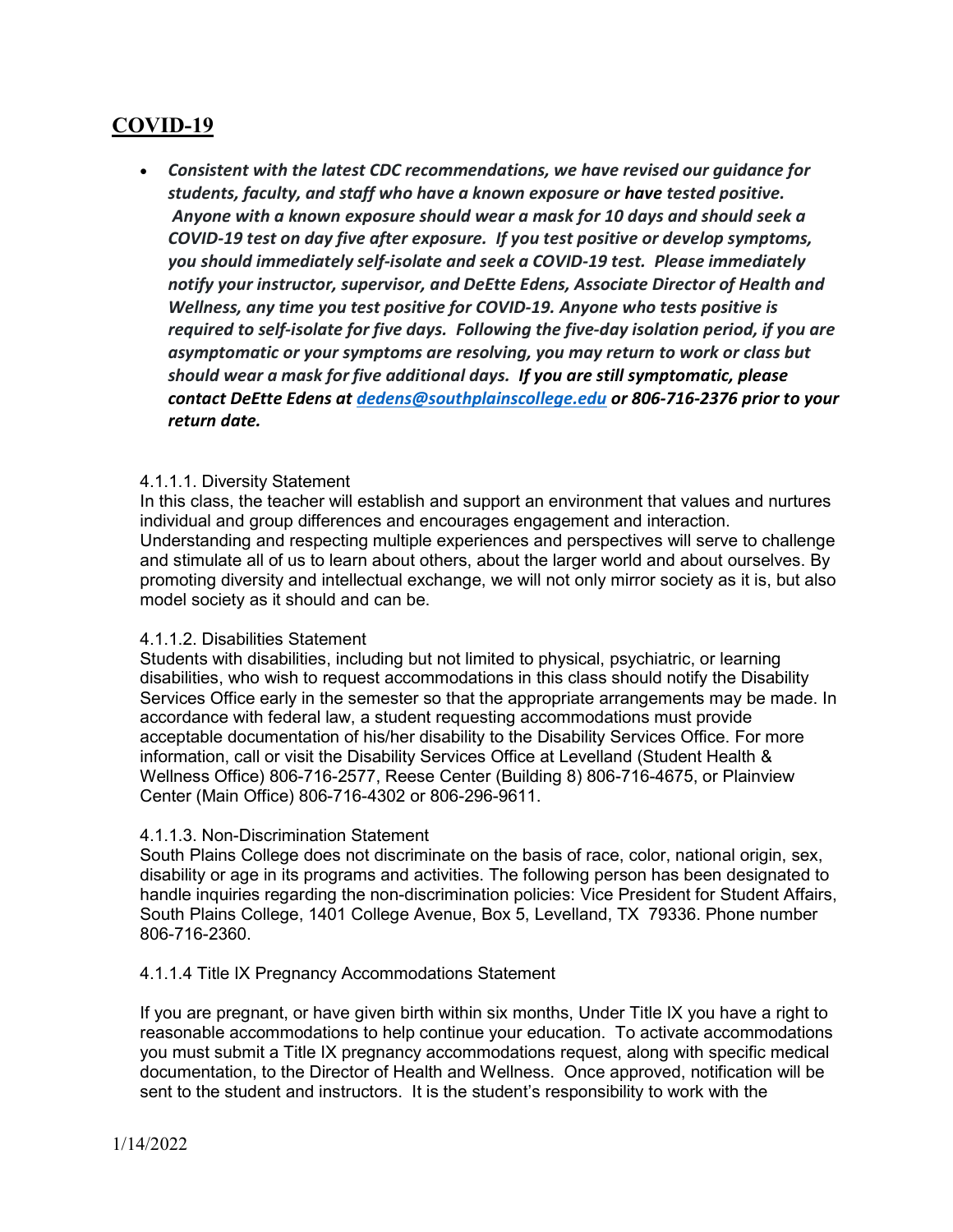## COVID-19

- ***Consistent with the latest CDC recommendations, we have revised our guidance for students, faculty, and staff who have a known exposure or have tested positive. Anyone with a known exposure should wear a mask for 10 days and should seek a COVID-19 test on day five after exposure. If you test positive or develop symptoms, you should immediately self-isolate and seek a COVID-19 test. Please immediately notify your instructor, supervisor, and DeEtte Edens, Associate Director of Health and Wellness, any time you test positive for COVID-19. Anyone who tests positive is required to self-isolate for five days. Following the five-day isolation period, if you are asymptomatic or your symptoms are resolving, you may return to work or class but should wear a mask for five additional days. If you are still symptomatic, please contact DeEtte Edens at [dedens@southplainscollege.edu](mailto:dedens@southplainscollege.edu) or 806-716-2376 prior to your return date.***

4.1.1.1. Diversity Statement

In this class, the teacher will establish and support an environment that values and nurtures individual and group differences and encourages engagement and interaction. Understanding and respecting multiple experiences and perspectives will serve to challenge and stimulate all of us to learn about others, about the larger world and about ourselves. By promoting diversity and intellectual exchange, we will not only mirror society as it is, but also model society as it should and can be.

4.1.1.2. Disabilities Statement

Students with disabilities, including but not limited to physical, psychiatric, or learning disabilities, who wish to request accommodations in this class should notify the Disability Services Office early in the semester so that the appropriate arrangements may be made. In accordance with federal law, a student requesting accommodations must provide acceptable documentation of his/her disability to the Disability Services Office. For more information, call or visit the Disability Services Office at Levelland (Student Health & Wellness Office) 806-716-2577, Reese Center (Building 8) 806-716-4675, or Plainview Center (Main Office) 806-716-4302 or 806-296-9611.

4.1.1.3. Non-Discrimination Statement

South Plains College does not discriminate on the basis of race, color, national origin, sex, disability or age in its programs and activities. The following person has been designated to handle inquiries regarding the non-discrimination policies: Vice President for Student Affairs, South Plains College, 1401 College Avenue, Box 5, Levelland, TX 79336. Phone number 806-716-2360.

4.1.1.4 Title IX Pregnancy Accommodations Statement

If you are pregnant, or have given birth within six months, Under Title IX you have a right to reasonable accommodations to help continue your education. To activate accommodations you must submit a Title IX pregnancy accommodations request, along with specific medical documentation, to the Director of Health and Wellness. Once approved, notification will be sent to the student and instructors. It is the student's responsibility to work with the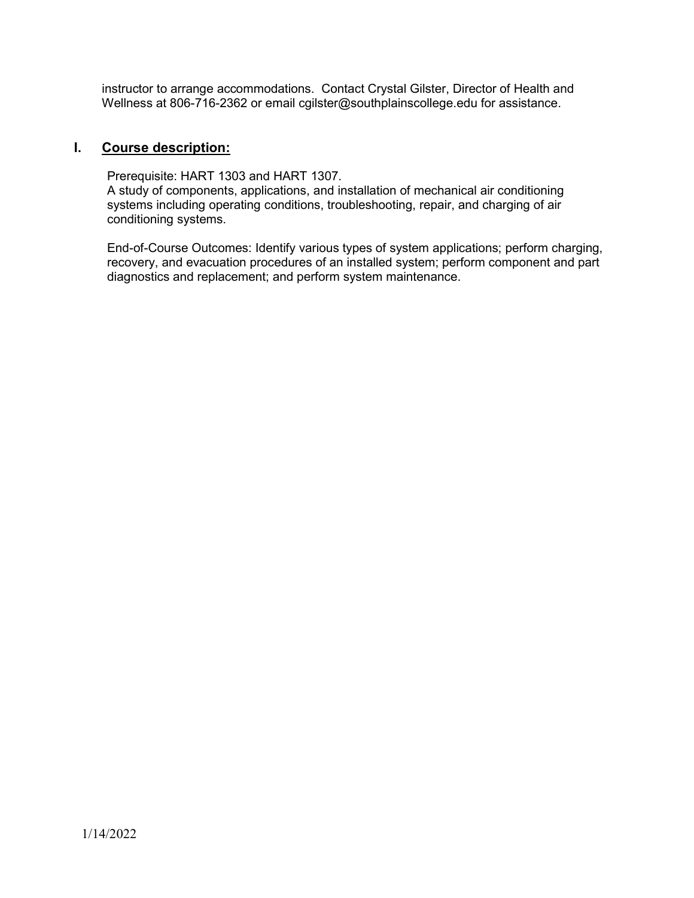instructor to arrange accommodations. Contact Crystal Gilster, Director of Health and Wellness at 806-716-2362 or email cgilster@southplainscollege.edu for assistance.

## I. Course description:

Prerequisite: HART 1303 and HART 1307.
A study of components, applications, and installation of mechanical air conditioning systems including operating conditions, troubleshooting, repair, and charging of air conditioning systems.

End-of-Course Outcomes: Identify various types of system applications; perform charging, recovery, and evacuation procedures of an installed system; perform component and part diagnostics and replacement; and perform system maintenance.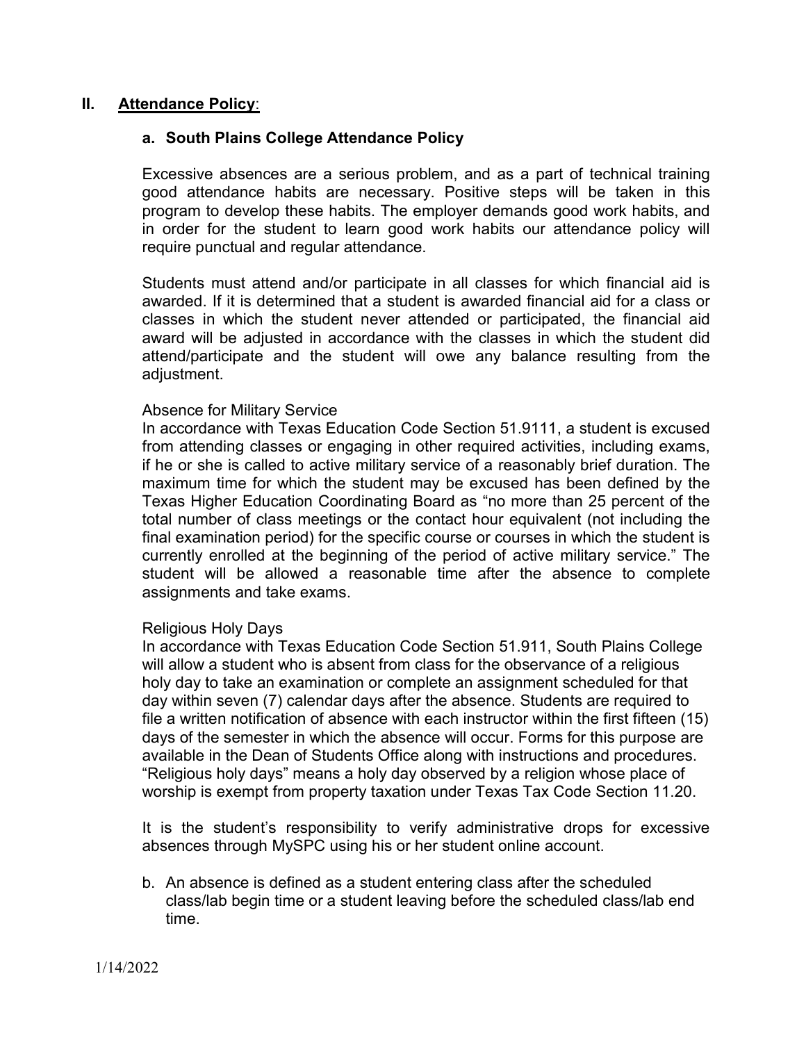## II. <u>Attendance Policy</u>:

### a. South Plains College Attendance Policy

Excessive absences are a serious problem, and as a part of technical training good attendance habits are necessary. Positive steps will be taken in this program to develop these habits. The employer demands good work habits, and in order for the student to learn good work habits our attendance policy will require punctual and regular attendance.

Students must attend and/or participate in all classes for which financial aid is awarded. If it is determined that a student is awarded financial aid for a class or classes in which the student never attended or participated, the financial aid award will be adjusted in accordance with the classes in which the student did attend/participate and the student will owe any balance resulting from the adjustment.

Absence for Military Service
In accordance with Texas Education Code Section 51.9111, a student is excused from attending classes or engaging in other required activities, including exams, if he or she is called to active military service of a reasonably brief duration. The maximum time for which the student may be excused has been defined by the Texas Higher Education Coordinating Board as "no more than 25 percent of the total number of class meetings or the contact hour equivalent (not including the final examination period) for the specific course or courses in which the student is currently enrolled at the beginning of the period of active military service." The student will be allowed a reasonable time after the absence to complete assignments and take exams.

Religious Holy Days
In accordance with Texas Education Code Section 51.911, South Plains College will allow a student who is absent from class for the observance of a religious holy day to take an examination or complete an assignment scheduled for that day within seven (7) calendar days after the absence. Students are required to file a written notification of absence with each instructor within the first fifteen (15) days of the semester in which the absence will occur. Forms for this purpose are available in the Dean of Students Office along with instructions and procedures. "Religious holy days" means a holy day observed by a religion whose place of worship is exempt from property taxation under Texas Tax Code Section 11.20.

It is the student's responsibility to verify administrative drops for excessive absences through MySPC using his or her student online account.

b. An absence is defined as a student entering class after the scheduled class/lab begin time or a student leaving before the scheduled class/lab end time.

1/14/2022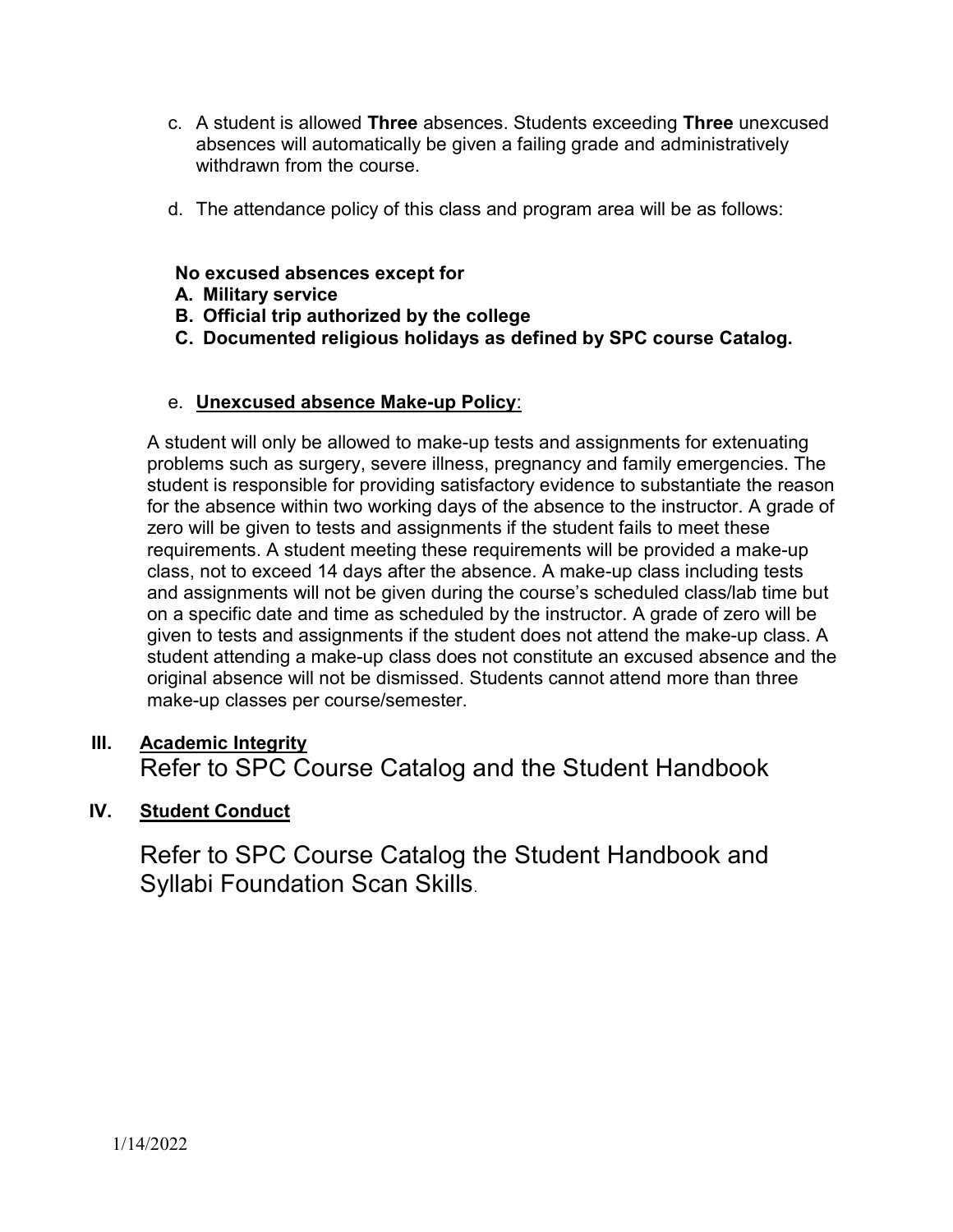c. A student is allowed **Three** absences. Students exceeding **Three** unexcused absences will automatically be given a failing grade and administratively withdrawn from the course.

d. The attendance policy of this class and program area will be as follows:

**No excused absences except for**

**A. Military service**

**B. Official trip authorized by the college**

**C. Documented religious holidays as defined by SPC course Catalog.**

e. **Unexcused absence Make-up Policy**:

A student will only be allowed to make-up tests and assignments for extenuating problems such as surgery, severe illness, pregnancy and family emergencies. The student is responsible for providing satisfactory evidence to substantiate the reason for the absence within two working days of the absence to the instructor. A grade of zero will be given to tests and assignments if the student fails to meet these requirements. A student meeting these requirements will be provided a make-up class, not to exceed 14 days after the absence. A make-up class including tests and assignments will not be given during the course's scheduled class/lab time but on a specific date and time as scheduled by the instructor. A grade of zero will be given to tests and assignments if the student does not attend the make-up class. A student attending a make-up class does not constitute an excused absence and the original absence will not be dismissed. Students cannot attend more than three make-up classes per course/semester.

## III. Academic Integrity

Refer to SPC Course Catalog and the Student Handbook

## IV. Student Conduct

Refer to SPC Course Catalog the Student Handbook and Syllabi Foundation Scan Skills.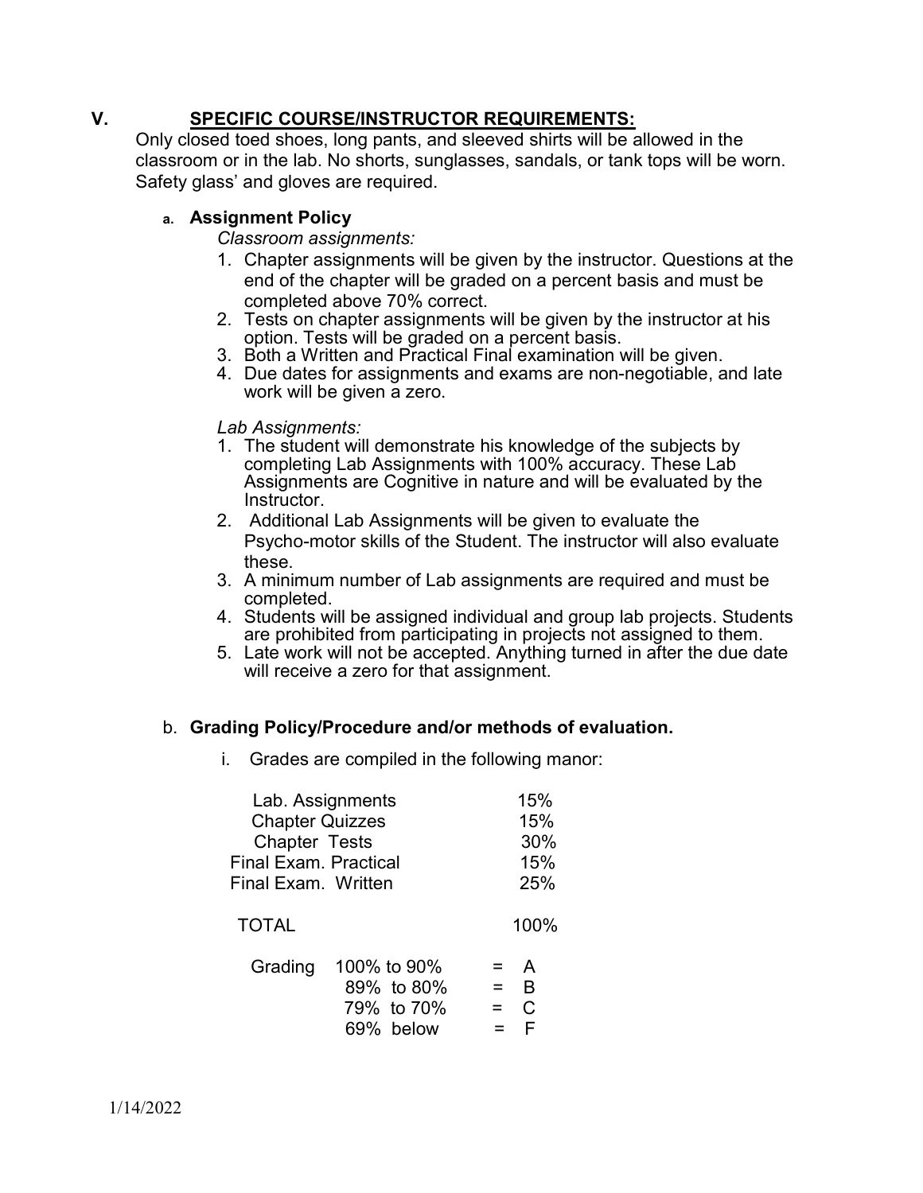## V. SPECIFIC COURSE/INSTRUCTOR REQUIREMENTS:

Only closed toed shoes, long pants, and sleeved shirts will be allowed in the classroom or in the lab. No shorts, sunglasses, sandals, or tank tops will be worn. Safety glass' and gloves are required.

### a. Assignment Policy

*Classroom assignments:*

1. Chapter assignments will be given by the instructor. Questions at the end of the chapter will be graded on a percent basis and must be completed above 70% correct.
2. Tests on chapter assignments will be given by the instructor at his option. Tests will be graded on a percent basis.
3. Both a Written and Practical Final examination will be given.
4. Due dates for assignments and exams are non-negotiable, and late work will be given a zero.

*Lab Assignments:*

1. The student will demonstrate his knowledge of the subjects by completing Lab Assignments with 100% accuracy. These Lab Assignments are Cognitive in nature and will be evaluated by the Instructor.
2. Additional Lab Assignments will be given to evaluate the Psycho-motor skills of the Student. The instructor will also evaluate these.
3. A minimum number of Lab assignments are required and must be completed.
4. Students will be assigned individual and group lab projects. Students are prohibited from participating in projects not assigned to them.
5. Late work will not be accepted. Anything turned in after the due date will receive a zero for that assignment.

### b. Grading Policy/Procedure and/or methods of evaluation.

i. Grades are compiled in the following manor:

| | |
|---|---|
| Lab. Assignments | 15% |
| Chapter Quizzes | 15% |
| Chapter Tests | 30% |
| Final Exam. Practical | 15% |
| Final Exam. Written | 25% |
| TOTAL | 100% |

| Grading | | |
|---|---|---|
| | 100% to 90% | = A |
| | 89% to 80% | = B |
| | 79% to 70% | = C |
| | 69% below | = F |

1/14/2022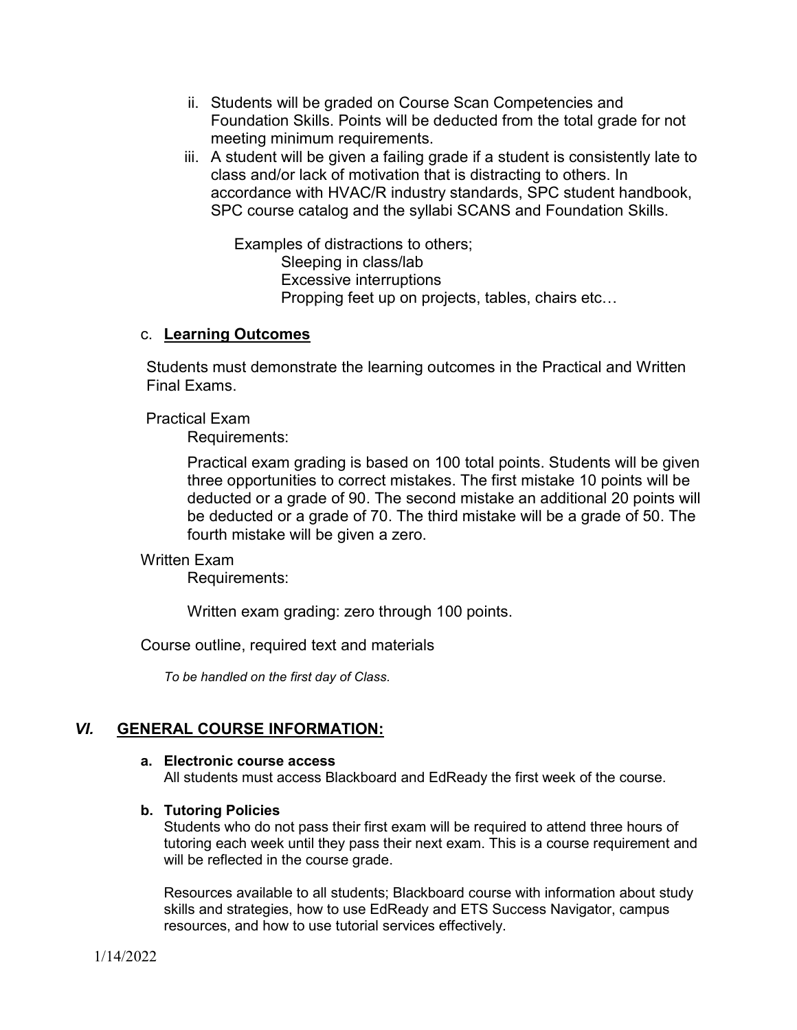ii. Students will be graded on Course Scan Competencies and Foundation Skills. Points will be deducted from the total grade for not meeting minimum requirements.

iii. A student will be given a failing grade if a student is consistently late to class and/or lack of motivation that is distracting to others. In accordance with HVAC/R industry standards, SPC student handbook, SPC course catalog and the syllabi SCANS and Foundation Skills.

Examples of distractions to others;
- Sleeping in class/lab
- Excessive interruptions
- Propping feet up on projects, tables, chairs etc…

c. **Learning Outcomes**

Students must demonstrate the learning outcomes in the Practical and Written Final Exams.

Practical Exam

Requirements:

Practical exam grading is based on 100 total points. Students will be given three opportunities to correct mistakes. The first mistake 10 points will be deducted or a grade of 90. The second mistake an additional 20 points will be deducted or a grade of 70. The third mistake will be a grade of 50. The fourth mistake will be given a zero.

Written Exam

Requirements:

Written exam grading: zero through 100 points.

Course outline, required text and materials

*To be handled on the first day of Class.*

## *VI.* GENERAL COURSE INFORMATION:

**a. Electronic course access**

All students must access Blackboard and EdReady the first week of the course.

**b. Tutoring Policies**

Students who do not pass their first exam will be required to attend three hours of tutoring each week until they pass their next exam. This is a course requirement and will be reflected in the course grade.

Resources available to all students; Blackboard course with information about study skills and strategies, how to use EdReady and ETS Success Navigator, campus resources, and how to use tutorial services effectively.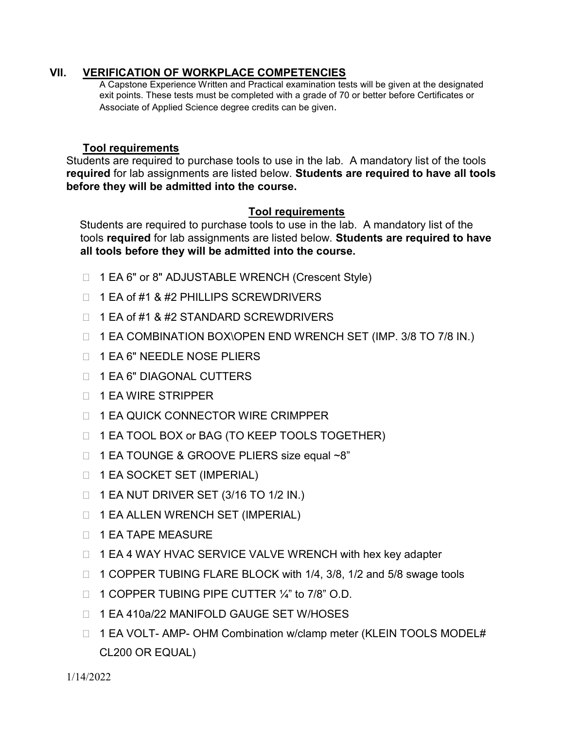## VII. VERIFICATION OF WORKPLACE COMPETENCIES

A Capstone Experience Written and Practical examination tests will be given at the designated exit points. These tests must be completed with a grade of 70 or better before Certificates or Associate of Applied Science degree credits can be given.

### Tool requirements

Students are required to purchase tools to use in the lab. A mandatory list of the tools **required** for lab assignments are listed below. **Students are required to have all tools before they will be admitted into the course.**

### Tool requirements

Students are required to purchase tools to use in the lab. A mandatory list of the tools **required** for lab assignments are listed below. **Students are required to have all tools before they will be admitted into the course.**

- 1 EA 6" or 8" ADJUSTABLE WRENCH (Crescent Style)
- 1 EA of #1 & #2 PHILLIPS SCREWDRIVERS
- 1 EA of #1 & #2 STANDARD SCREWDRIVERS
- 1 EA COMBINATION BOX\OPEN END WRENCH SET (IMP. 3/8 TO 7/8 IN.)
- 1 EA 6" NEEDLE NOSE PLIERS
- 1 EA 6" DIAGONAL CUTTERS
- 1 EA WIRE STRIPPER
- 1 EA QUICK CONNECTOR WIRE CRIMPPER
- 1 EA TOOL BOX or BAG (TO KEEP TOOLS TOGETHER)
- 1 EA TOUNGE & GROOVE PLIERS size equal ~8"
- 1 EA SOCKET SET (IMPERIAL)
- 1 EA NUT DRIVER SET (3/16 TO 1/2 IN.)
- 1 EA ALLEN WRENCH SET (IMPERIAL)
- 1 EA TAPE MEASURE
- 1 EA 4 WAY HVAC SERVICE VALVE WRENCH with hex key adapter
- 1 COPPER TUBING FLARE BLOCK with 1/4, 3/8, 1/2 and 5/8 swage tools
- 1 COPPER TUBING PIPE CUTTER ¼" to 7/8" O.D.
- 1 EA 410a/22 MANIFOLD GAUGE SET W/HOSES
- 1 EA VOLT- AMP- OHM Combination w/clamp meter (KLEIN TOOLS MODEL# CL200 OR EQUAL)

1/14/2022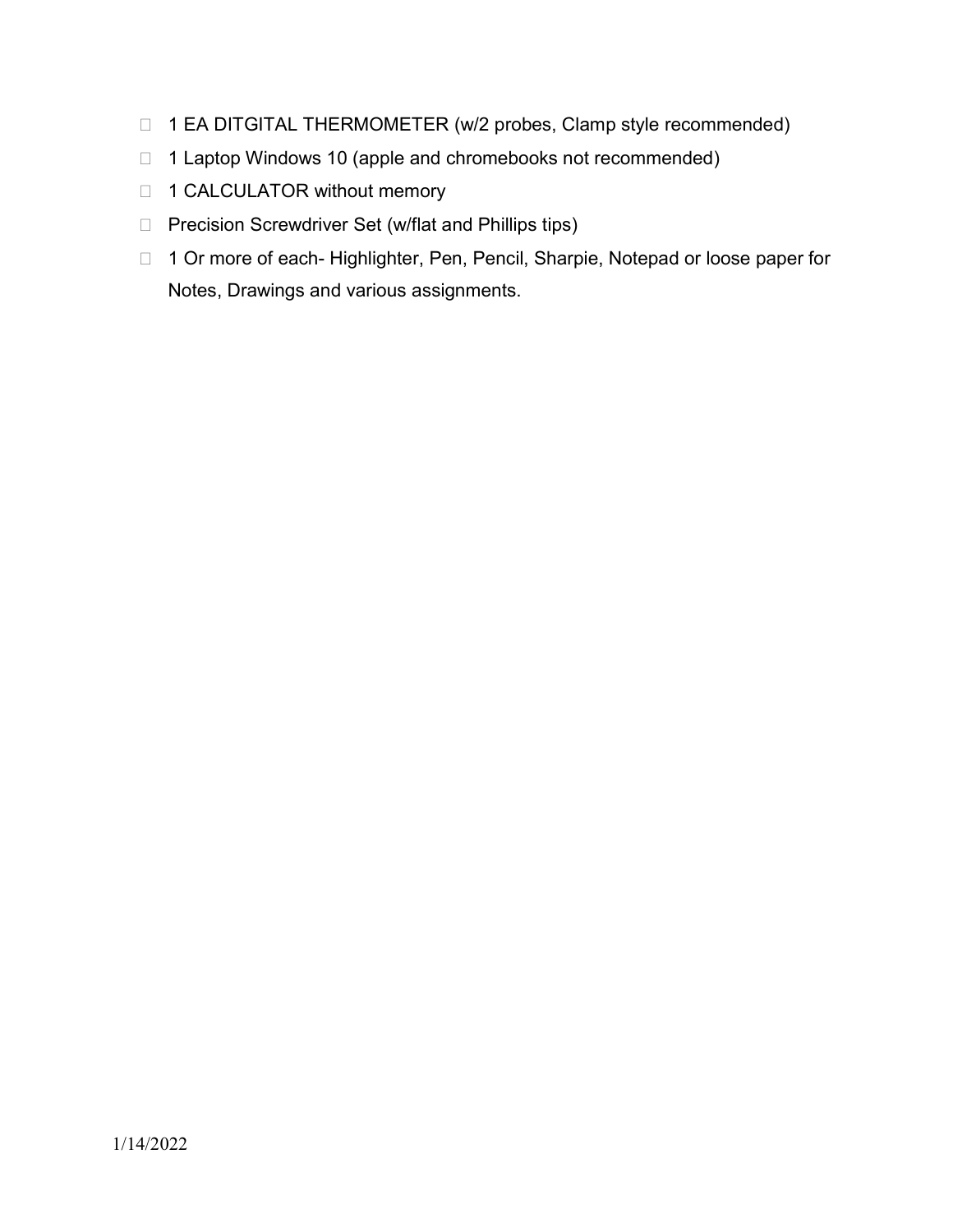- 1 EA DITGITAL THERMOMETER (w/2 probes, Clamp style recommended)
- 1 Laptop Windows 10 (apple and chromebooks not recommended)
- 1 CALCULATOR without memory
- Precision Screwdriver Set (w/flat and Phillips tips)
- 1 Or more of each- Highlighter, Pen, Pencil, Sharpie, Notepad or loose paper for Notes, Drawings and various assignments.

1/14/2022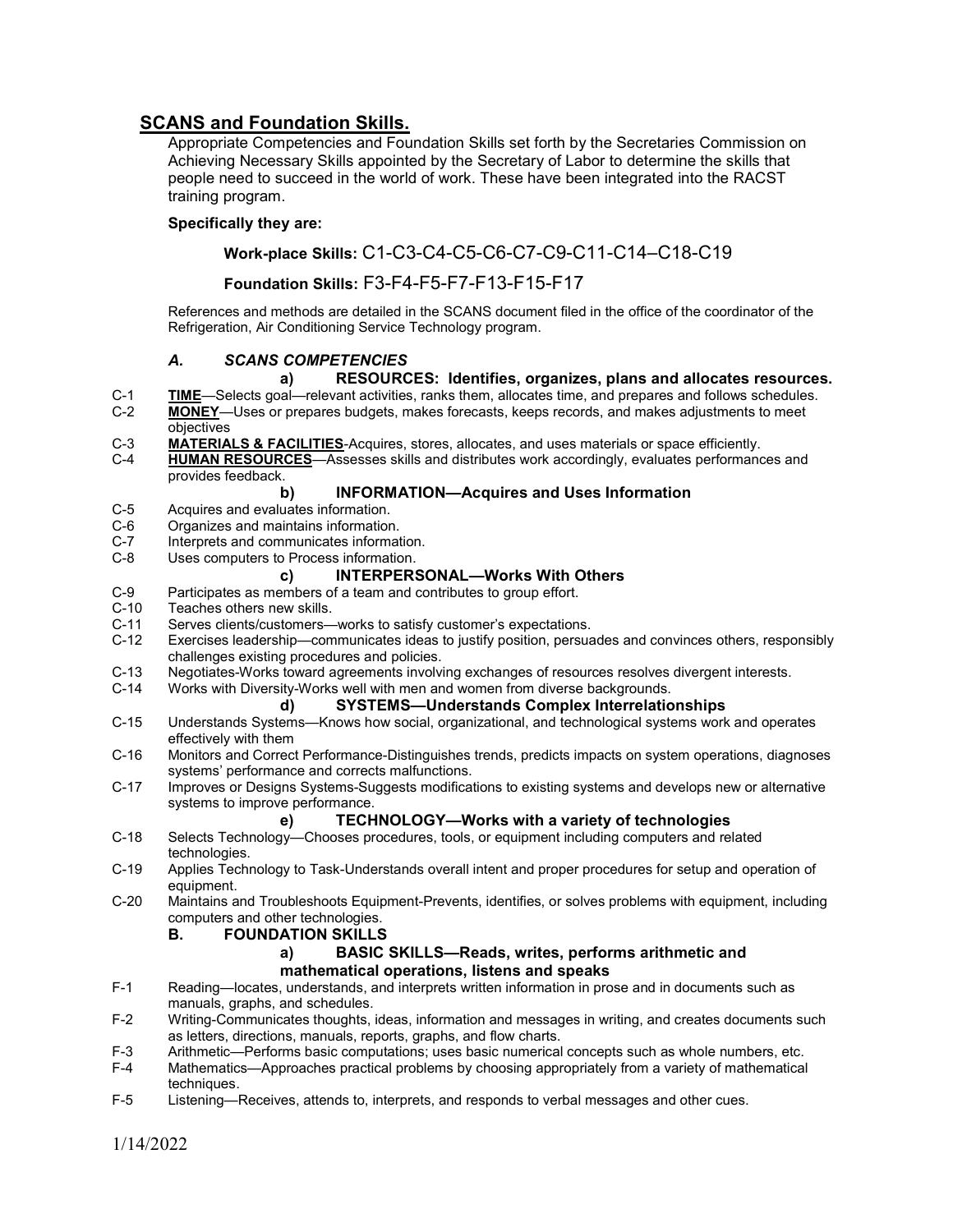## SCANS and Foundation Skills.

Appropriate Competencies and Foundation Skills set forth by the Secretaries Commission on Achieving Necessary Skills appointed by the Secretary of Labor to determine the skills that people need to succeed in the world of work. These have been integrated into the RACST training program.

**Specifically they are:**

**Work-place Skills:** C1-C3-C4-C5-C6-C7-C9-C11-C14–C18-C19

**Foundation Skills:** F3-F4-F5-F7-F13-F15-F17

References and methods are detailed in the SCANS document filed in the office of the coordinator of the Refrigeration, Air Conditioning Service Technology program.

### *A. SCANS COMPETENCIES*

#### a) RESOURCES: Identifies, organizes, plans and allocates resources.

C-1 **TIME**—Selects goal—relevant activities, ranks them, allocates time, and prepares and follows schedules.
C-2 **MONEY**—Uses or prepares budgets, makes forecasts, keeps records, and makes adjustments to meet objectives
C-3 **MATERIALS & FACILITIES**-Acquires, stores, allocates, and uses materials or space efficiently.
C-4 **HUMAN RESOURCES**—Assesses skills and distributes work accordingly, evaluates performances and provides feedback.

#### b) INFORMATION—Acquires and Uses Information

C-5 Acquires and evaluates information.
C-6 Organizes and maintains information.
C-7 Interprets and communicates information.
C-8 Uses computers to Process information.

#### c) INTERPERSONAL—Works With Others

C-9 Participates as members of a team and contributes to group effort.
C-10 Teaches others new skills.
C-11 Serves clients/customers—works to satisfy customer's expectations.
C-12 Exercises leadership—communicates ideas to justify position, persuades and convinces others, responsibly challenges existing procedures and policies.
C-13 Negotiates-Works toward agreements involving exchanges of resources resolves divergent interests.
C-14 Works with Diversity-Works well with men and women from diverse backgrounds.

#### d) SYSTEMS—Understands Complex Interrelationships

C-15 Understands Systems—Knows how social, organizational, and technological systems work and operates effectively with them
C-16 Monitors and Correct Performance-Distinguishes trends, predicts impacts on system operations, diagnoses systems' performance and corrects malfunctions.
C-17 Improves or Designs Systems-Suggests modifications to existing systems and develops new or alternative systems to improve performance.

#### e) TECHNOLOGY—Works with a variety of technologies

C-18 Selects Technology—Chooses procedures, tools, or equipment including computers and related technologies.
C-19 Applies Technology to Task-Understands overall intent and proper procedures for setup and operation of equipment.
C-20 Maintains and Troubleshoots Equipment-Prevents, identifies, or solves problems with equipment, including computers and other technologies.

### B. FOUNDATION SKILLS

#### a) BASIC SKILLS—Reads, writes, performs arithmetic and mathematical operations, listens and speaks

F-1 Reading—locates, understands, and interprets written information in prose and in documents such as manuals, graphs, and schedules.
F-2 Writing-Communicates thoughts, ideas, information and messages in writing, and creates documents such as letters, directions, manuals, reports, graphs, and flow charts.
F-3 Arithmetic—Performs basic computations; uses basic numerical concepts such as whole numbers, etc.
F-4 Mathematics—Approaches practical problems by choosing appropriately from a variety of mathematical techniques.
F-5 Listening—Receives, attends to, interprets, and responds to verbal messages and other cues.

1/14/2022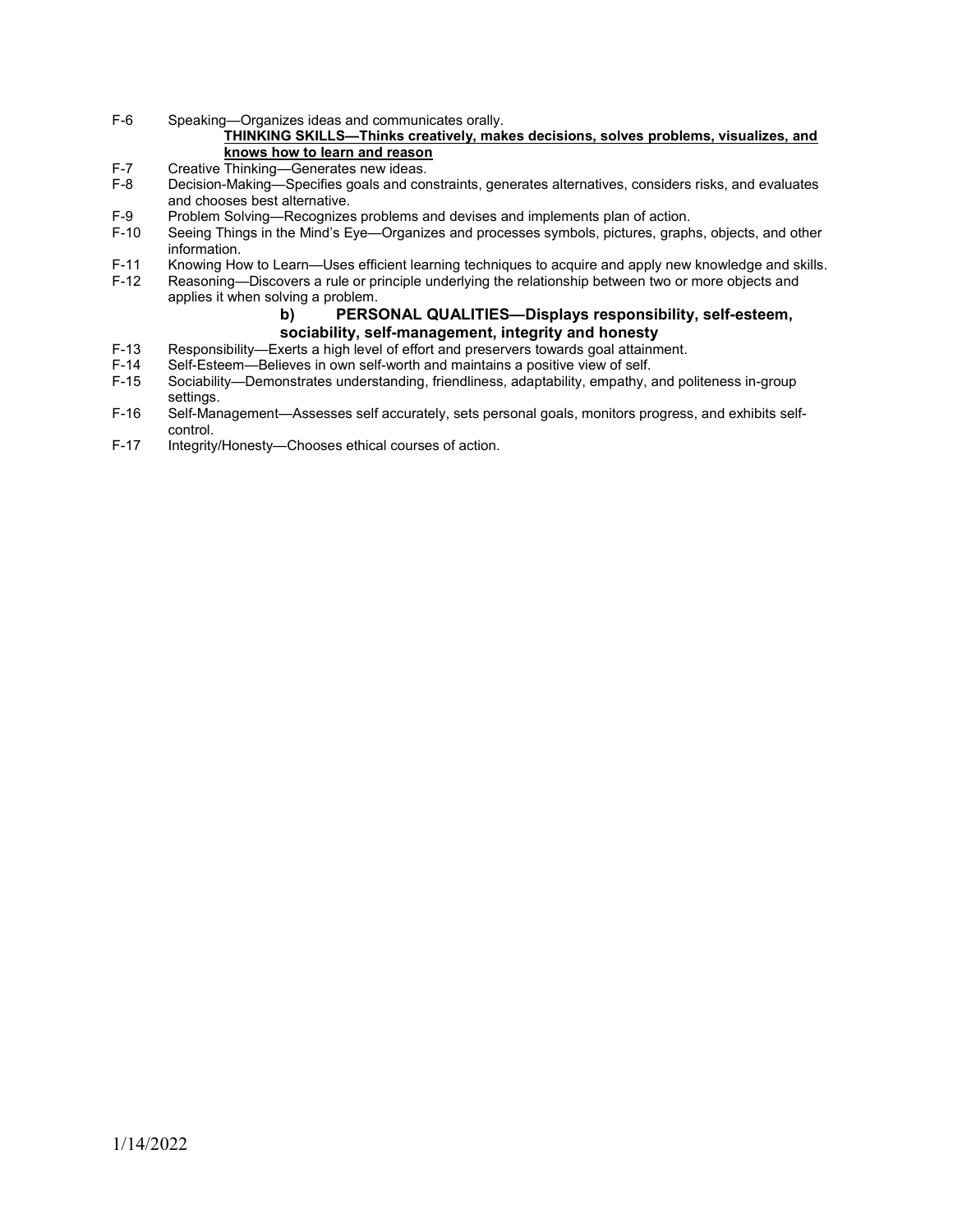F-6 Speaking—Organizes ideas and communicates orally.

**THINKING SKILLS—Thinks creatively, makes decisions, solves problems, visualizes, and knows how to learn and reason**

F-7 Creative Thinking—Generates new ideas.

F-8 Decision-Making—Specifies goals and constraints, generates alternatives, considers risks, and evaluates and chooses best alternative.

F-9 Problem Solving—Recognizes problems and devises and implements plan of action.

F-10 Seeing Things in the Mind's Eye—Organizes and processes symbols, pictures, graphs, objects, and other information.

F-11 Knowing How to Learn—Uses efficient learning techniques to acquire and apply new knowledge and skills.

F-12 Reasoning—Discovers a rule or principle underlying the relationship between two or more objects and applies it when solving a problem.

**b) PERSONAL QUALITIES—Displays responsibility, self-esteem, sociability, self-management, integrity and honesty**

F-13 Responsibility—Exerts a high level of effort and preservers towards goal attainment.

F-14 Self-Esteem—Believes in own self-worth and maintains a positive view of self.

F-15 Sociability—Demonstrates understanding, friendliness, adaptability, empathy, and politeness in-group settings.

F-16 Self-Management—Assesses self accurately, sets personal goals, monitors progress, and exhibits self-control.

F-17 Integrity/Honesty—Chooses ethical courses of action.

1/14/2022